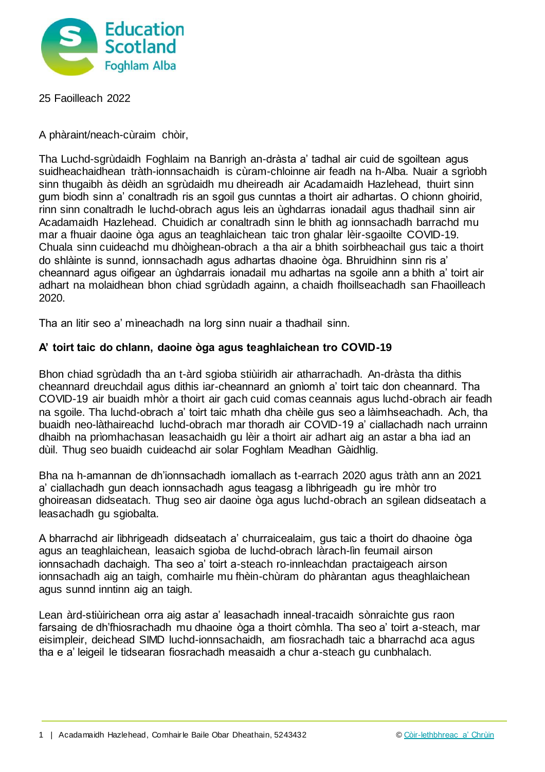25 Faoilleach 2022

A phàraint/neach-cùraim chòir,

Tha Luchd-sgrùdaidh Foghlaim na Banrigh an-dràsta a' tadhal air cuid de sgoiltean agus suidheachaidhean tràth-ionnsachaidh is cùram-chloinne air feadh na h-Alba. Nuair a sgrìobh sinn thugaibh às dèidh an sgrùdaidh mu dheireadh air Acadamaidh Hazlehead, thuirt sinn gum biodh sinn a' conaltradh ris an sgoil gus cunntas a thoirt air adhartas. O chionn ghoirid, rinn sinn conaltradh le luchd-obrach agus leis an ùghdarras ionadail agus thadhail sinn air Acadamaidh Hazlehead. Chuidich ar conaltradh sinn le bhith ag ionnsachadh barrachd mu mar a fhuair daoine òga agus an teaghlaichean taic tron ghalar lèir-sgaoilte COVID-19. Chuala sinn cuideachd mu dhòighean-obrach a tha air a bhith soirbheachail gus taic a thoirt do shlàinte is sunnd, ionnsachadh agus adhartas dhaoine òga. Bhruidhinn sinn ris a' cheannard agus oifigear an ùghdarrais ionadail mu adhartas na sgoile ann a bhith a' toirt air adhart na molaidhean bhon chiad sgrùdadh againn, a chaidh fhoillseachadh san Fhaoilleach 2020.

Tha an litir seo a' mìneachadh na lorg sinn nuair a thadhail sinn.

**A' toirt taic do chlann, daoine òga agus teaghlaichean tro COVID-19**

Bhon chiad sgrùdadh tha an t-àrd sgioba stiùiridh air atharrachadh. An-dràsta tha dithis cheannard dreuchdail agus dithis iar-cheannard an gnìomh a' toirt taic don cheannard. Tha COVID-19 air buaidh mhòr a thoirt air gach cuid comas ceannais agus luchd-obrach air feadh na sgoile. Tha luchd-obrach a' toirt taic mhath dha chèile gus seo a làimhseachadh. Ach, tha buaidh neo-làthaireachd luchd-obrach mar thoradh air COVID-19 a' ciallachadh nach urrainn dhaibh na prìomhachasan leasachaidh gu lèir a thoirt air adhart aig an astar a bha iad an dùil. Thug seo buaidh cuideachd air solar Foghlam Meadhan Gàidhlig.

Bha na h-amannan de dh'ionnsachadh iomallach as t-earrach 2020 agus tràth ann an 2021 a' ciallachadh gun deach ionnsachadh agus teagasg a lìbhrigeadh gu ìre mhòr tro ghoireasan didseatach. Thug seo air daoine òga agus luchd-obrach an sgilean didseatach a leasachadh gu sgiobalta.

A bharrachd air lìbhrigeadh didseatach a' churraicealaim, gus taic a thoirt do dhaoine òga agus an teaghlaichean, leasaich sgioba de luchd-obrach làrach-lìn feumail airson ionnsachadh dachaigh. Tha seo a' toirt a-steach ro-innleachdan practaigeach airson ionnsachadh aig an taigh, comhairle mu fhèin-chùram do phàrantan agus theaghlaichean agus sunnd inntinn aig an taigh.

Lean àrd-stiùirichean orra aig astar a' leasachadh inneal-tracaidh sònraichte gus raon farsaing de dh'fhiosrachadh mu dhaoine òga a thoirt còmhla. Tha seo a' toirt a-steach, mar eisimpleir, deichead SIMD luchd-ionnsachaidh, am fiosrachadh taic a bharrachd aca agus tha e a' leigeil le tidsearan fiosrachadh measaidh a chur a-steach gu cunbhalach.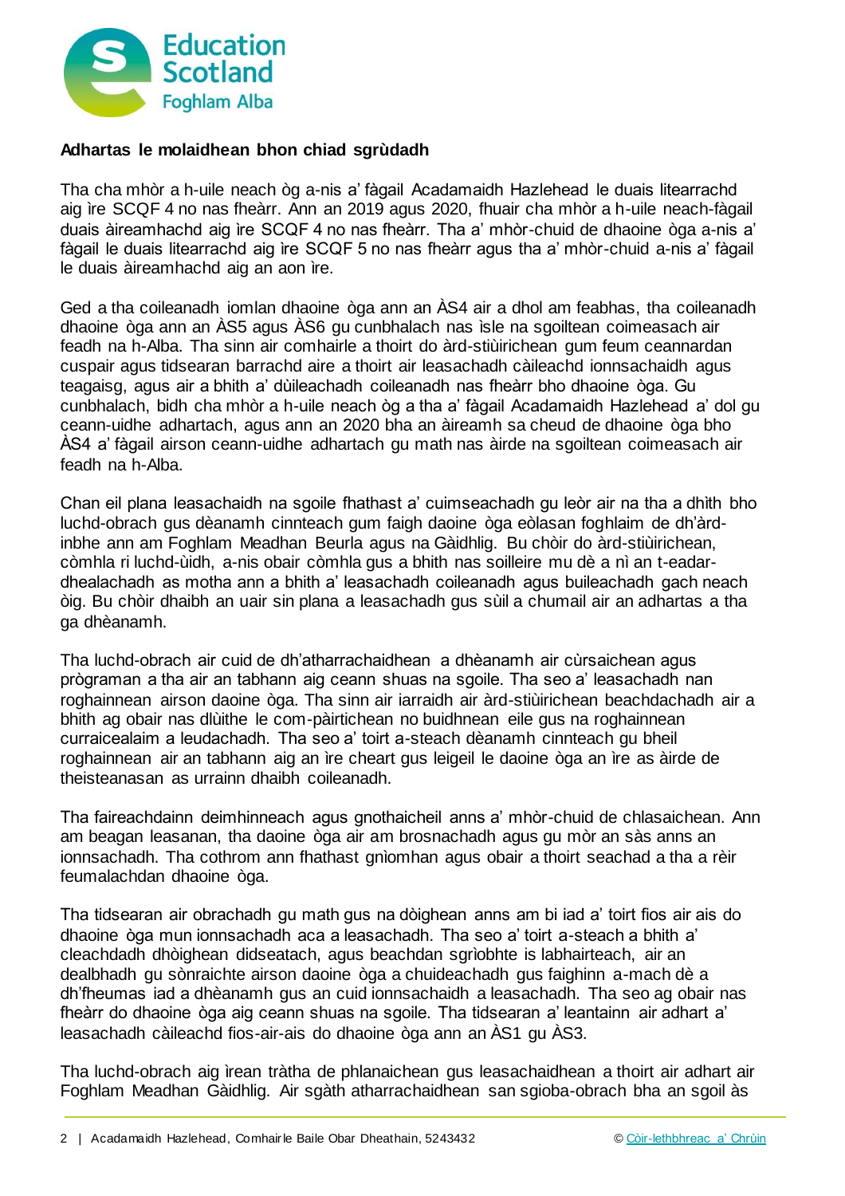**Adhartas le molaidhean bhon chiad sgrùdadh**

Tha cha mhòr a h-uile neach òg a-nis a' fàgail Acadamaidh Hazlehead le duais litearrachd aig ìre SCQF 4 no nas fheàrr. Ann an 2019 agus 2020, fhuair cha mhòr a h-uile neach-fàgail duais àireamhachd aig ìre SCQF 4 no nas fheàrr. Tha a' mhòr-chuid de dhaoine òga a-nis a' fàgail le duais litearrachd aig ìre SCQF 5 no nas fheàrr agus tha a' mhòr-chuid a-nis a' fàgail le duais àireamhachd aig an aon ìre.

Ged a tha coileanadh iomlan dhaoine òga ann an ÀS4 air a dhol am feabhas, tha coileanadh dhaoine òga ann an ÀS5 agus ÀS6 gu cunbhalach nas ìsle na sgoiltean coimeasach air feadh na h-Alba. Tha sinn air comhairle a thoirt do àrd-stiùirichean gum feum ceannardan cuspair agus tidsearan barrachd aire a thoirt air leasachadh càileachd ionnsachaidh agus teagaisg, agus air a bhith a' dùileachadh coileanadh nas fheàrr bho dhaoine òga. Gu cunbhalach, bidh cha mhòr a h-uile neach òg a tha a' fàgail Acadamaidh Hazlehead a' dol gu ceann-uidhe adhartach, agus ann an 2020 bha an àireamh sa cheud de dhaoine òga bho ÀS4 a' fàgail airson ceann-uidhe adhartach gu math nas àirde na sgoiltean coimeasach air feadh na h-Alba.

Chan eil plana leasachaidh na sgoile fhathast a' cuimseachadh gu leòr air na tha a dhìth bho luchd-obrach gus dèanamh cinnteach gum faigh daoine òga eòlasan foghlaim de dh'àrd-inbhe ann am Foghlam Meadhan Beurla agus na Gàidhlig. Bu chòir do àrd-stiùirichean, còmhla ri luchd-ùidh, a-nis obair còmhla gus a bhith nas soilleire mu dè a nì an t-eadar-dhealachadh as motha ann a bhith a' leasachadh coileanadh agus buileachadh gach neach òig. Bu chòir dhaibh an uair sin plana a leasachadh gus sùil a chumail air an adhartas a tha ga dhèanamh.

Tha luchd-obrach air cuid de dh'atharrachaidhean a dhèanamh air cùrsaichean agus prògraman a tha air an tabhann aig ceann shuas na sgoile. Tha seo a' leasachadh nan roghainnean airson daoine òga. Tha sinn air iarraidh air àrd-stiùirichean beachdachadh air a bhith ag obair nas dlùithe le com-pàirtichean no buidhnean eile gus na roghainnean curraicealaim a leudachadh. Tha seo a' toirt a-steach dèanamh cinnteach gu bheil roghainnean air an tabhann aig an ìre cheart gus leigeil le daoine òga an ìre as àirde de theisteanasan as urrainn dhaibh coileanadh.

Tha faireachdainn deimhinneach agus gnothaicheil anns a' mhòr-chuid de chlasaichean. Ann am beagan leasanan, tha daoine òga air am brosnachadh agus gu mòr an sàs anns an ionnsachadh. Tha cothrom ann fhathast gnìomhan agus obair a thoirt seachad a tha a rèir feumalachdan dhaoine òga.

Tha tidsearan air obrachadh gu math gus na dòighean anns am bi iad a' toirt fios air ais do dhaoine òga mun ionnsachadh aca a leasachadh. Tha seo a' toirt a-steach a bhith a' cleachdadh dhòighean didseatach, agus beachdan sgrìobhte is labhairteach, air an dealbhadh gu sònraichte airson daoine òga a chuideachadh gus faighinn a-mach dè a dh'fheumas iad a dhèanamh gus an cuid ionnsachaidh a leasachadh. Tha seo ag obair nas fheàrr do dhaoine òga aig ceann shuas na sgoile. Tha tidsearan a' leantainn air adhart a' leasachadh càileachd fios-air-ais do dhaoine òga ann an ÀS1 gu ÀS3.

Tha luchd-obrach aig ìrean tràtha de phlanaichean gus leasachaidhean a thoirt air adhart air Foghlam Meadhan Gàidhlig. Air sgàth atharrachaidhean san sgioba-obrach bha an sgoil às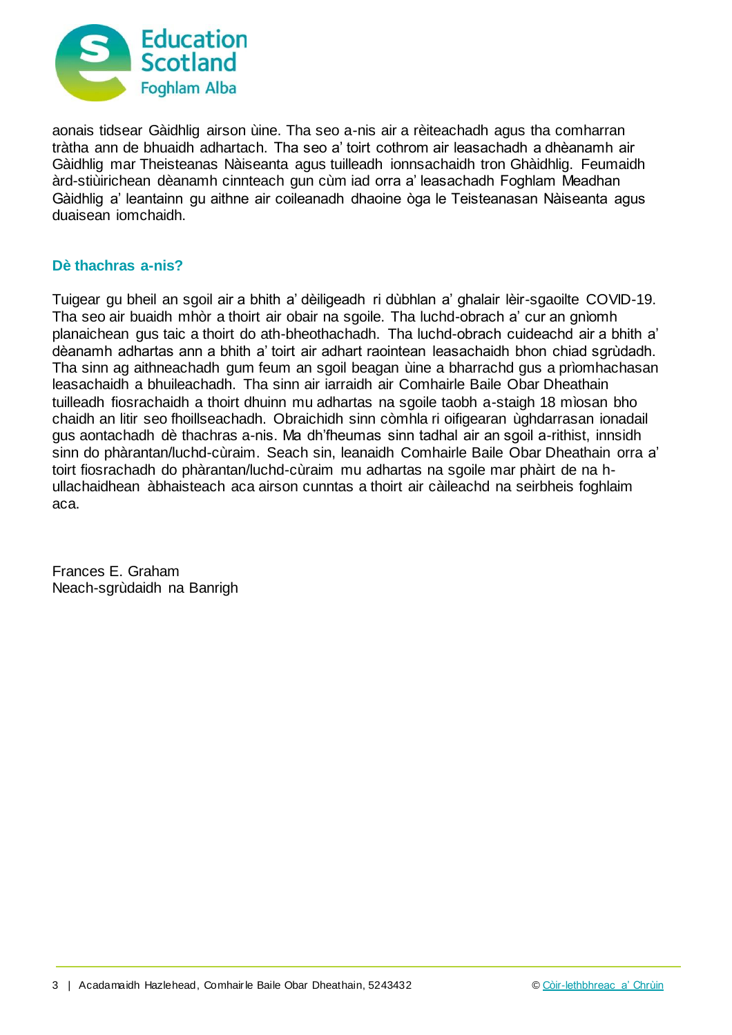aonais tidsear Gàidhlig airson ùine. Tha seo a-nis air a rèiteachadh agus tha comharran tràtha ann de bhuaidh adhartach. Tha seo a' toirt cothrom air leasachadh a dhèanamh air Gàidhlig mar Theisteanas Nàiseanta agus tuilleadh ionnsachaidh tron Ghàidhlig. Feumaidh àrd-stiùirichean dèanamh cinnteach gun cùm iad orra a' leasachadh Foghlam Meadhan Gàidhlig a' leantainn gu aithne air coileanadh dhaoine òga le Teisteanasan Nàiseanta agus duaisean iomchaidh.

### Dè thachras a-nis?

Tuigear gu bheil an sgoil air a bhith a' dèiligeadh ri dùbhlan a' ghalair lèir-sgaoilte COVID-19. Tha seo air buaidh mhòr a thoirt air obair na sgoile. Tha luchd-obrach a' cur an gnìomh planaichean gus taic a thoirt do ath-bheothachadh. Tha luchd-obrach cuideachd air a bhith a' dèanamh adhartas ann a bhith a' toirt air adhart raointean leasachaidh bhon chiad sgrùdadh. Tha sinn ag aithneachadh gum feum an sgoil beagan ùine a bharrachd gus a prìomhachasan leasachaidh a bhuileachadh. Tha sinn air iarraidh air Comhairle Baile Obar Dheathain tuilleadh fiosrachaidh a thoirt dhuinn mu adhartas na sgoile taobh a-staigh 18 mìosan bho chaidh an litir seo fhoillseachadh. Obraichidh sinn còmhla ri oifigearan ùghdarrasan ionadail gus aontachadh dè thachras a-nis. Ma dh'fheumas sinn tadhal air an sgoil a-rithist, innsidh sinn do phàrantan/luchd-cùraim. Seach sin, leanaidh Comhairle Baile Obar Dheathain orra a' toirt fiosrachadh do phàrantan/luchd-cùraim mu adhartas na sgoile mar phàirt de na h-ullachaidhean àbhaisteach aca airson cunntas a thoirt air càileachd na seirbheis foghlaim aca.

Frances E. Graham
Neach-sgrùdaidh na Banrigh